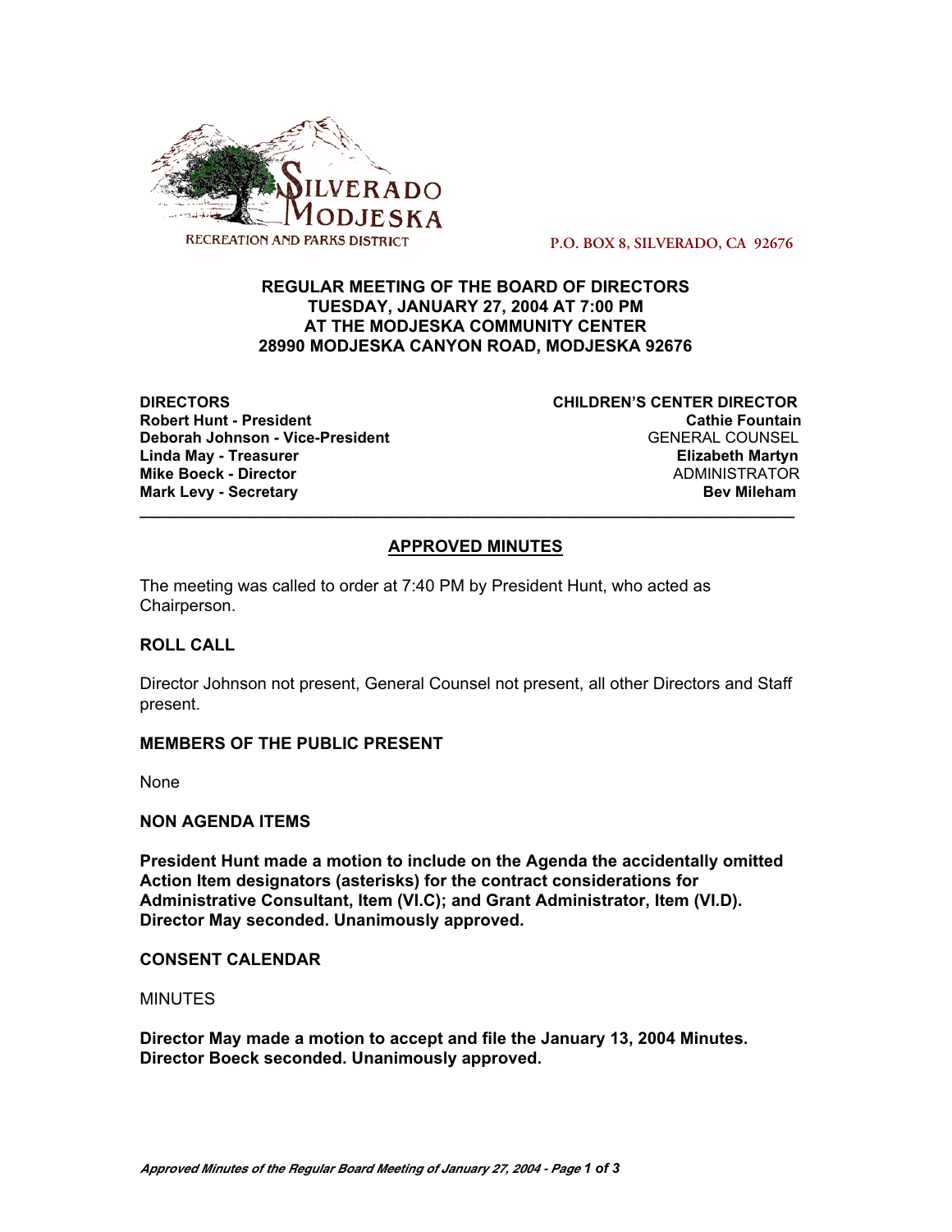SILVERADO MODJESKA
RECREATION AND PARKS DISTRICT

P.O. BOX 8, SILVERADO, CA 92676

**REGULAR MEETING OF THE BOARD OF DIRECTORS**
**TUESDAY, JANUARY 27, 2004 AT 7:00 PM**
**AT THE MODJESKA COMMUNITY CENTER**
**28990 MODJESKA CANYON ROAD, MODJESKA 92676**

**DIRECTORS**
**Robert Hunt - President**
**Deborah Johnson - Vice-President**
**Linda May - Treasurer**
**Mike Boeck - Director**
**Mark Levy - Secretary**

**CHILDREN'S CENTER DIRECTOR**
**Cathie Fountain**
GENERAL COUNSEL
**Elizabeth Martyn**
ADMINISTRATOR
**Bev Mileham**

---

## APPROVED MINUTES

The meeting was called to order at 7:40 PM by President Hunt, who acted as Chairperson.

### ROLL CALL

Director Johnson not present, General Counsel not present, all other Directors and Staff present.

### MEMBERS OF THE PUBLIC PRESENT

None

### NON AGENDA ITEMS

**President Hunt made a motion to include on the Agenda the accidentally omitted Action Item designators (asterisks) for the contract considerations for Administrative Consultant, Item (VI.C); and Grant Administrator, Item (VI.D). Director May seconded. Unanimously approved.**

### CONSENT CALENDAR

MINUTES

**Director May made a motion to accept and file the January 13, 2004 Minutes. Director Boeck seconded. Unanimously approved.**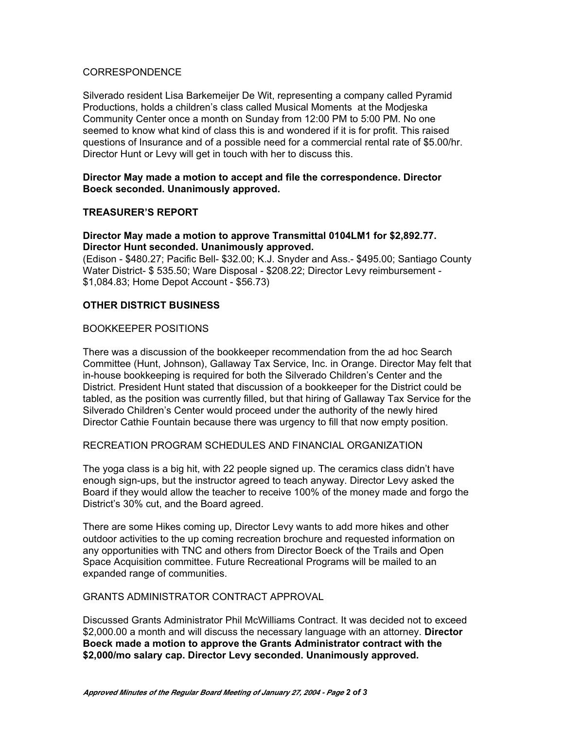CORRESPONDENCE

Silverado resident Lisa Barkemeijer De Wit, representing a company called Pyramid Productions, holds a children's class called Musical Moments at the Modjeska Community Center once a month on Sunday from 12:00 PM to 5:00 PM. No one seemed to know what kind of class this is and wondered if it is for profit. This raised questions of Insurance and of a possible need for a commercial rental rate of $5.00/hr. Director Hunt or Levy will get in touch with her to discuss this.

**Director May made a motion to accept and file the correspondence. Director Boeck seconded. Unanimously approved.**

**TREASURER'S REPORT**

**Director May made a motion to approve Transmittal 0104LM1 for $2,892.77. Director Hunt seconded. Unanimously approved.**
(Edison - $480.27; Pacific Bell- $32.00; K.J. Snyder and Ass.- $495.00; Santiago County Water District- $ 535.50; Ware Disposal - $208.22; Director Levy reimbursement - $1,084.83; Home Depot Account - $56.73)

**OTHER DISTRICT BUSINESS**

BOOKKEEPER POSITIONS

There was a discussion of the bookkeeper recommendation from the ad hoc Search Committee (Hunt, Johnson), Gallaway Tax Service, Inc. in Orange. Director May felt that in-house bookkeeping is required for both the Silverado Children's Center and the District. President Hunt stated that discussion of a bookkeeper for the District could be tabled, as the position was currently filled, but that hiring of Gallaway Tax Service for the Silverado Children's Center would proceed under the authority of the newly hired Director Cathie Fountain because there was urgency to fill that now empty position.

RECREATION PROGRAM SCHEDULES AND FINANCIAL ORGANIZATION

The yoga class is a big hit, with 22 people signed up. The ceramics class didn't have enough sign-ups, but the instructor agreed to teach anyway. Director Levy asked the Board if they would allow the teacher to receive 100% of the money made and forgo the District's 30% cut, and the Board agreed.

There are some Hikes coming up, Director Levy wants to add more hikes and other outdoor activities to the up coming recreation brochure and requested information on any opportunities with TNC and others from Director Boeck of the Trails and Open Space Acquisition committee. Future Recreational Programs will be mailed to an expanded range of communities.

GRANTS ADMINISTRATOR CONTRACT APPROVAL

Discussed Grants Administrator Phil McWilliams Contract. It was decided not to exceed $2,000.00 a month and will discuss the necessary language with an attorney. **Director Boeck made a motion to approve the Grants Administrator contract with the $2,000/mo salary cap. Director Levy seconded. Unanimously approved.**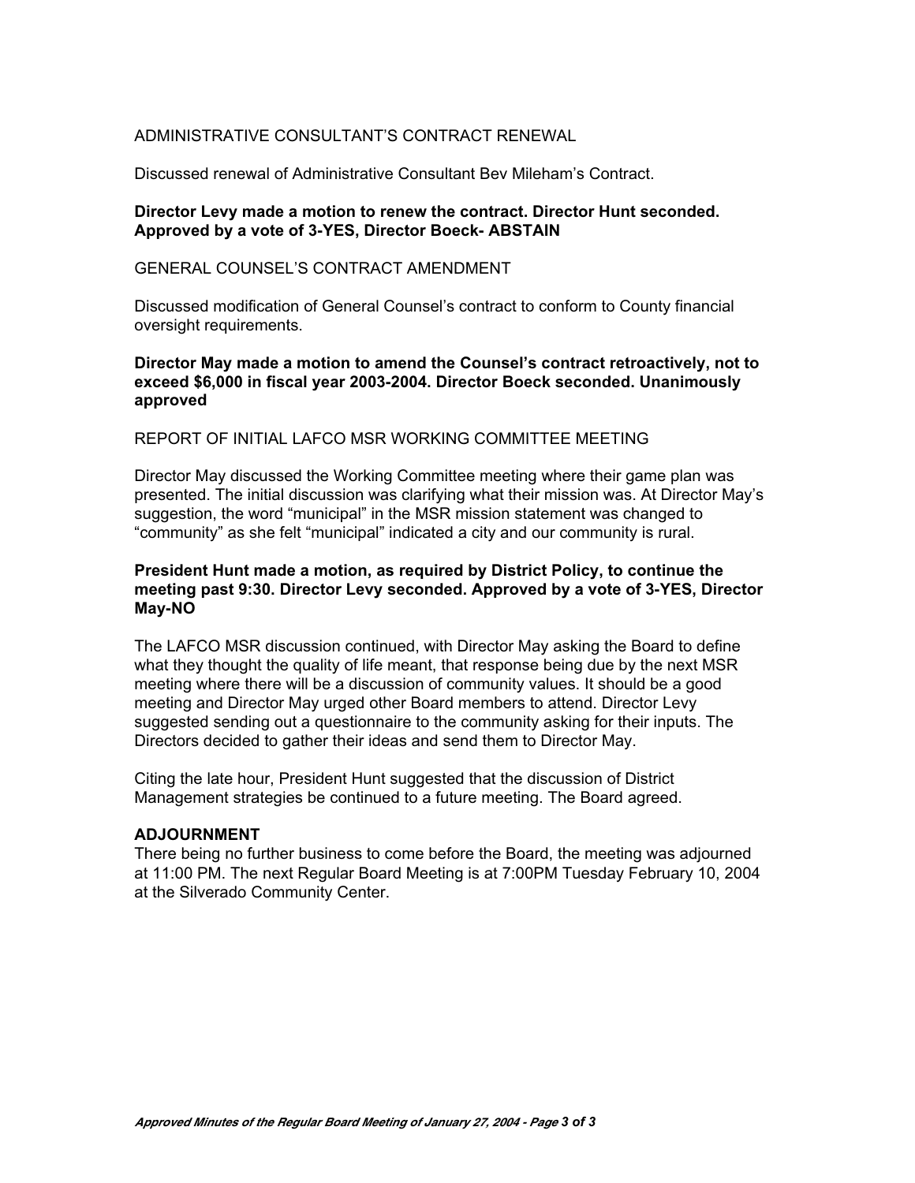ADMINISTRATIVE CONSULTANT'S CONTRACT RENEWAL

Discussed renewal of Administrative Consultant Bev Mileham's Contract.

**Director Levy made a motion to renew the contract. Director Hunt seconded. Approved by a vote of 3-YES, Director Boeck- ABSTAIN**

GENERAL COUNSEL'S CONTRACT AMENDMENT

Discussed modification of General Counsel's contract to conform to County financial oversight requirements.

**Director May made a motion to amend the Counsel's contract retroactively, not to exceed $6,000 in fiscal year 2003-2004. Director Boeck seconded. Unanimously approved**

REPORT OF INITIAL LAFCO MSR WORKING COMMITTEE MEETING

Director May discussed the Working Committee meeting where their game plan was presented. The initial discussion was clarifying what their mission was. At Director May's suggestion, the word "municipal" in the MSR mission statement was changed to "community" as she felt "municipal" indicated a city and our community is rural.

**President Hunt made a motion, as required by District Policy, to continue the meeting past 9:30. Director Levy seconded. Approved by a vote of 3-YES, Director May-NO**

The LAFCO MSR discussion continued, with Director May asking the Board to define what they thought the quality of life meant, that response being due by the next MSR meeting where there will be a discussion of community values. It should be a good meeting and Director May urged other Board members to attend. Director Levy suggested sending out a questionnaire to the community asking for their inputs. The Directors decided to gather their ideas and send them to Director May.

Citing the late hour, President Hunt suggested that the discussion of District Management strategies be continued to a future meeting. The Board agreed.

**ADJOURNMENT**

There being no further business to come before the Board, the meeting was adjourned at 11:00 PM. The next Regular Board Meeting is at 7:00PM Tuesday February 10, 2004 at the Silverado Community Center.